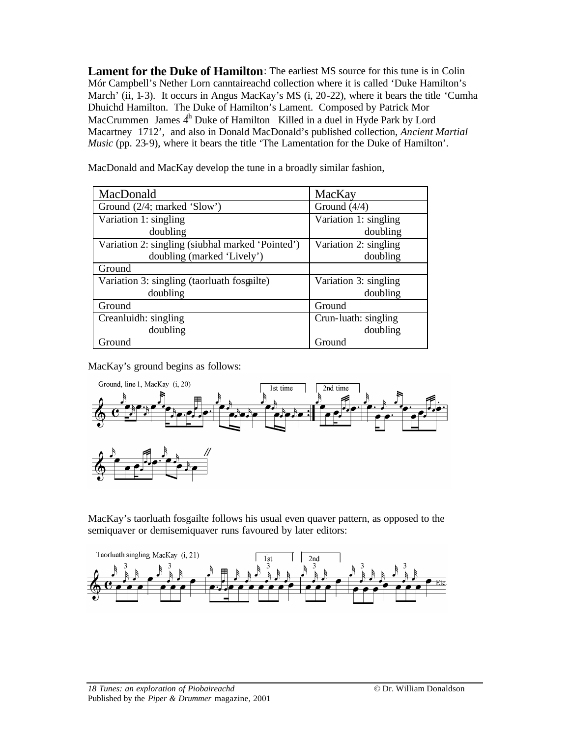**Lament for the Duke of Hamilton**: The earliest MS source for this tune is in Colin Mór Campbell's Nether Lorn canntaireachd collection where it is called 'Duke Hamilton's March' (ii, 1-3). It occurs in Angus MacKay's MS (i, 20-22), where it bears the title 'Cumha Dhuichd Hamilton. The Duke of Hamilton's Lament. Composed by Patrick Mor MacCrummen James 4th Duke of Hamilton Killed in a duel in Hyde Park by Lord Macartney 1712', and also in Donald MacDonald's published collection, *Ancient Martial Music* (pp. 23-9), where it bears the title 'The Lamentation for the Duke of Hamilton'.

MacDonald and MacKay develop the tune in a broadly similar fashion,

| MacDonald | MacKay |
|---|---|
| Ground (2/4; marked 'Slow') | Ground (4/4) |
| Variation 1: singling<br>doubling | Variation 1: singling<br>doubling |
| Variation 2: singling (siubhal marked 'Pointed')<br>doubling (marked 'Lively') | Variation 2: singling<br>doubling |
| Ground | |
| Variation 3: singling (taorluath fosgailte)<br>doubling | Variation 3: singling<br>doubling |
| Ground | Ground |
| Creanluidh: singling<br>doubling<br>Ground | Crun-luath: singling<br>doubling<br>Ground |

MacKay's ground begins as follows:

Ground, line 1, MacKay (i, 20)

MacKay's taorluath fosgailte follows his usual even quaver pattern, as opposed to the semiquaver or demisemiquaver runs favoured by later editors:

Taorluath singling, MacKay (i, 21)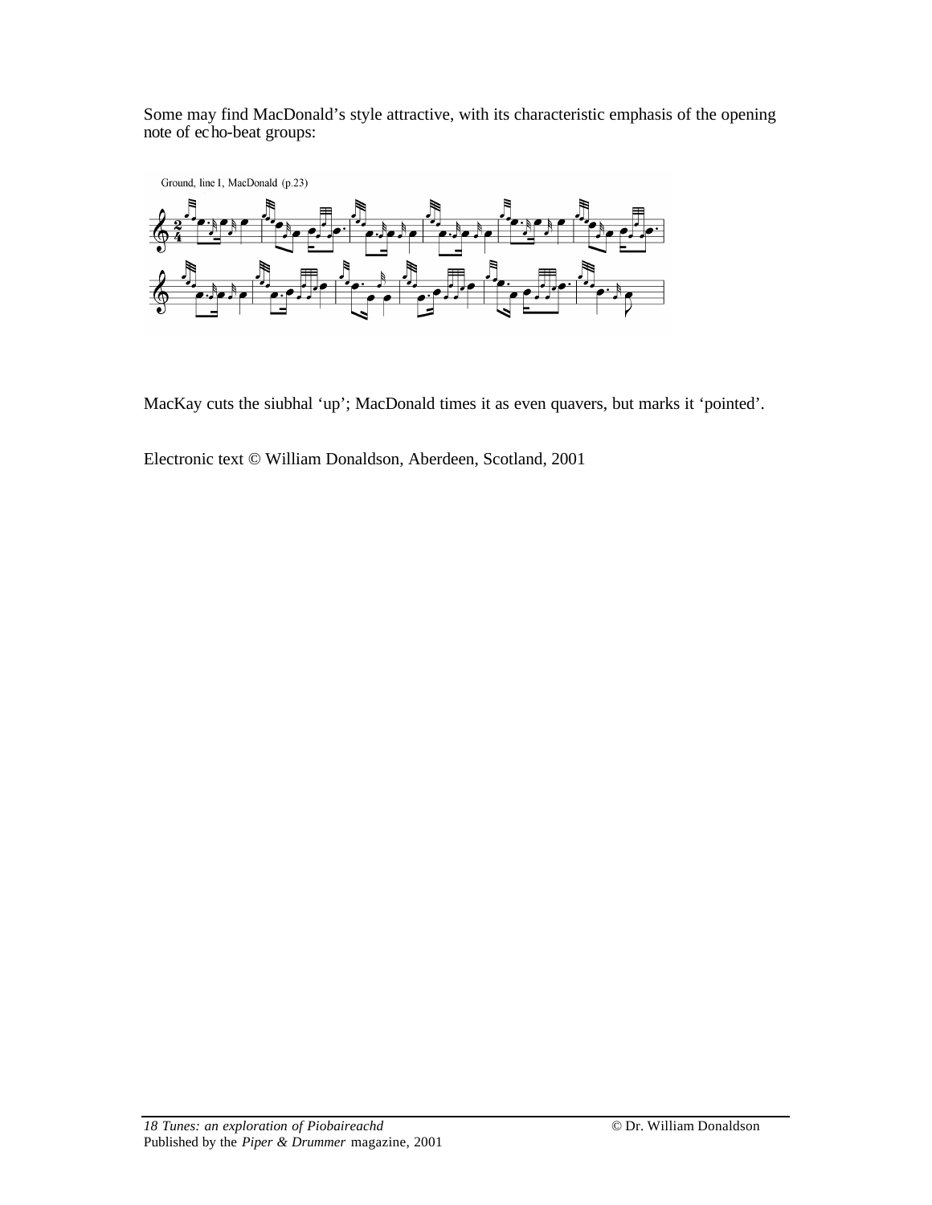Some may find MacDonald's style attractive, with its characteristic emphasis of the opening note of echo-beat groups:

Ground, line 1, MacDonald (p.23)

MacKay cuts the siubhal 'up'; MacDonald times it as even quavers, but marks it 'pointed'.

Electronic text © William Donaldson, Aberdeen, Scotland, 2001